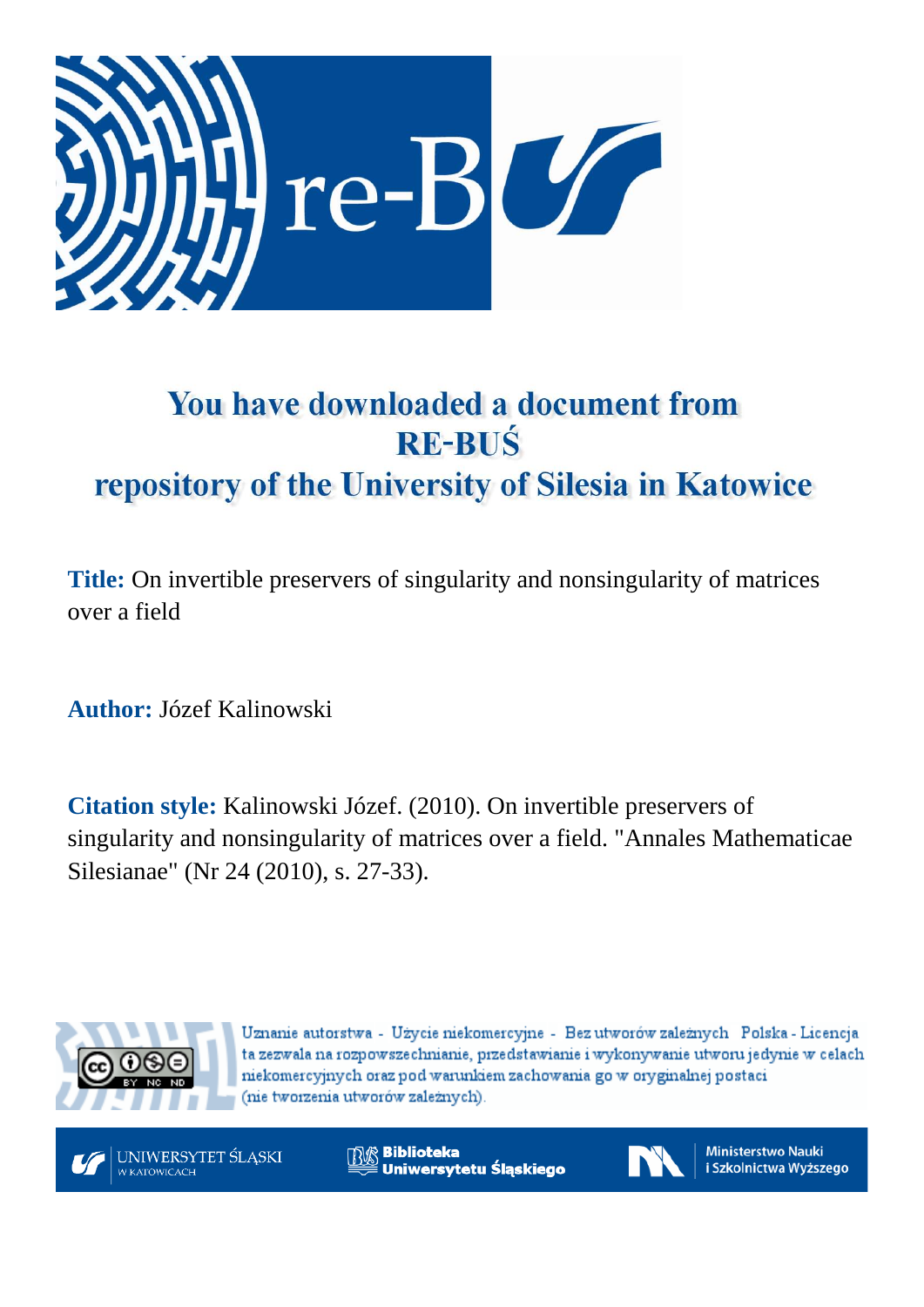# You have downloaded a document from RE-BUŚ repository of the University of Silesia in Katowice

**Title:** On invertible preservers of singularity and nonsingularity of matrices over a field

**Author:** Józef Kalinowski

**Citation style:** Kalinowski Józef. (2010). On invertible preservers of singularity and nonsingularity of matrices over a field. "Annales Mathematicae Silesianae" (Nr 24 (2010), s. 27-33).

Uznanie autorstwa - Użycie niekomercyjne - Bez utworów zależnych Polska - Licencja ta zezwala na rozpowszechnianie, przedstawianie i wykonywanie utworu jedynie w celach niekomercyjnych oraz pod warunkiem zachowania go w oryginalnej postaci (nie tworzenia utworów zależnych).

UNIWERSYTET ŚLĄSKI W KATOWICACH

Biblioteka Uniwersytetu Śląskiego

Ministerstwo Nauki i Szkolnictwa Wyższego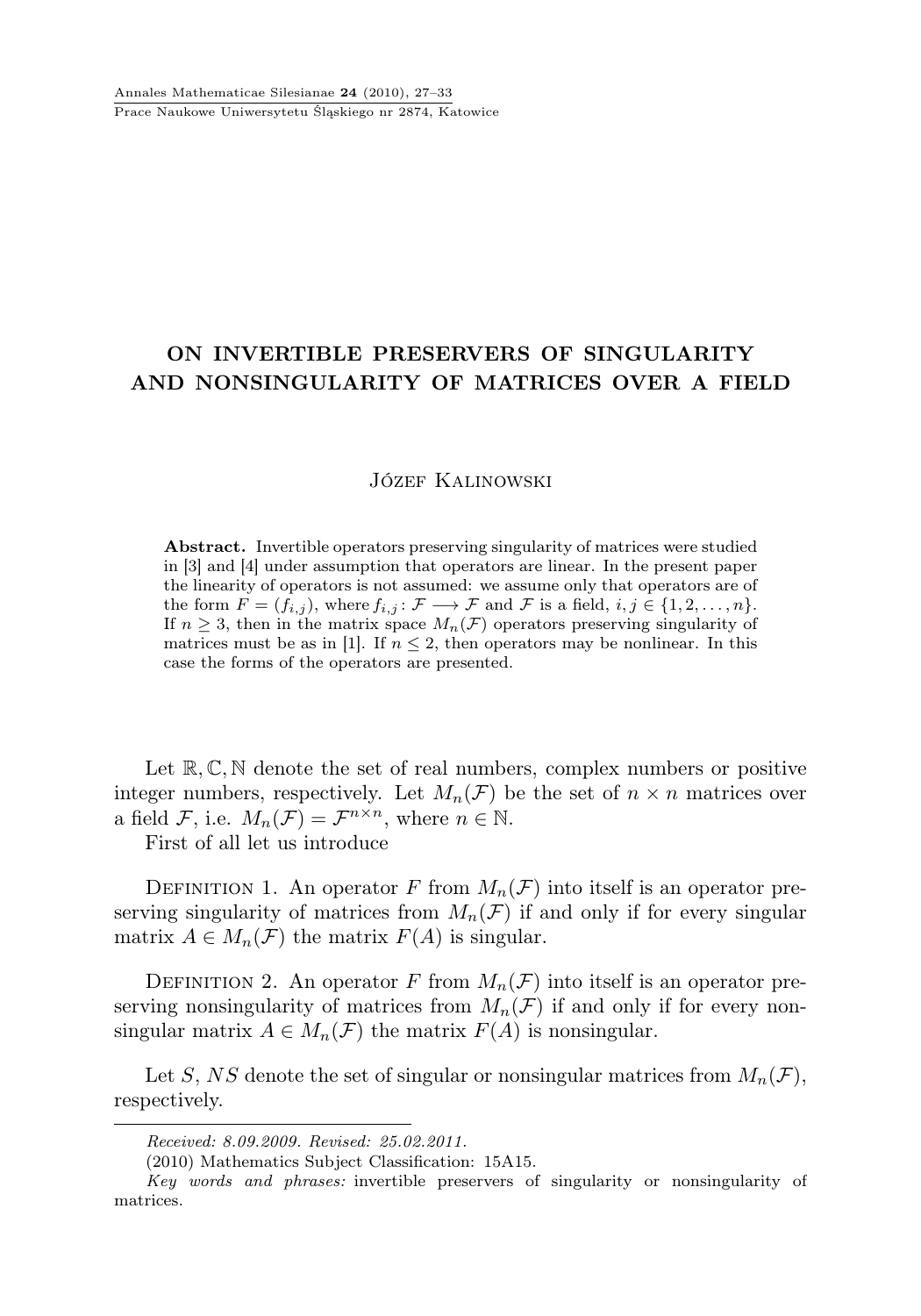# ON INVERTIBLE PRESERVERS OF SINGULARITY AND NONSINGULARITY OF MATRICES OVER A FIELD

Józef Kalinowski

**Abstract.** Invertible operators preserving singularity of matrices were studied in [3] and [4] under assumption that operators are linear. In the present paper the linearity of operators is not assumed: we assume only that operators are of the form $F = (f_{i,j})$, where $f_{i,j} \colon \mathcal{F} \longrightarrow \mathcal{F}$ and $\mathcal{F}$ is a field, $i, j \in \{1, 2, \ldots, n\}$. If $n \geq 3$, then in the matrix space $M_n(\mathcal{F})$ operators preserving singularity of matrices must be as in [1]. If $n \leq 2$, then operators may be nonlinear. In this case the forms of the operators are presented.

Let $\mathbb{R}, \mathbb{C}, \mathbb{N}$ denote the set of real numbers, complex numbers or positive integer numbers, respectively. Let $M_n(\mathcal{F})$ be the set of $n \times n$ matrices over a field $\mathcal{F}$, i.e. $M_n(\mathcal{F}) = \mathcal{F}^{n \times n}$, where $n \in \mathbb{N}$.

First of all let us introduce

Definition 1. An operator $F$ from $M_n(\mathcal{F})$ into itself is an operator preserving singularity of matrices from $M_n(\mathcal{F})$ if and only if for every singular matrix $A \in M_n(\mathcal{F})$ the matrix $F(A)$ is singular.

Definition 2. An operator $F$ from $M_n(\mathcal{F})$ into itself is an operator preserving nonsingularity of matrices from $M_n(\mathcal{F})$ if and only if for every nonsingular matrix $A \in M_n(\mathcal{F})$ the matrix $F(A)$ is nonsingular.

Let $S$, $NS$ denote the set of singular or nonsingular matrices from $M_n(\mathcal{F})$, respectively.

---

*Received: 8.09.2009. Revised: 25.02.2011.*

(2010) Mathematics Subject Classification: 15A15.

*Key words and phrases:* invertible preservers of singularity or nonsingularity of matrices.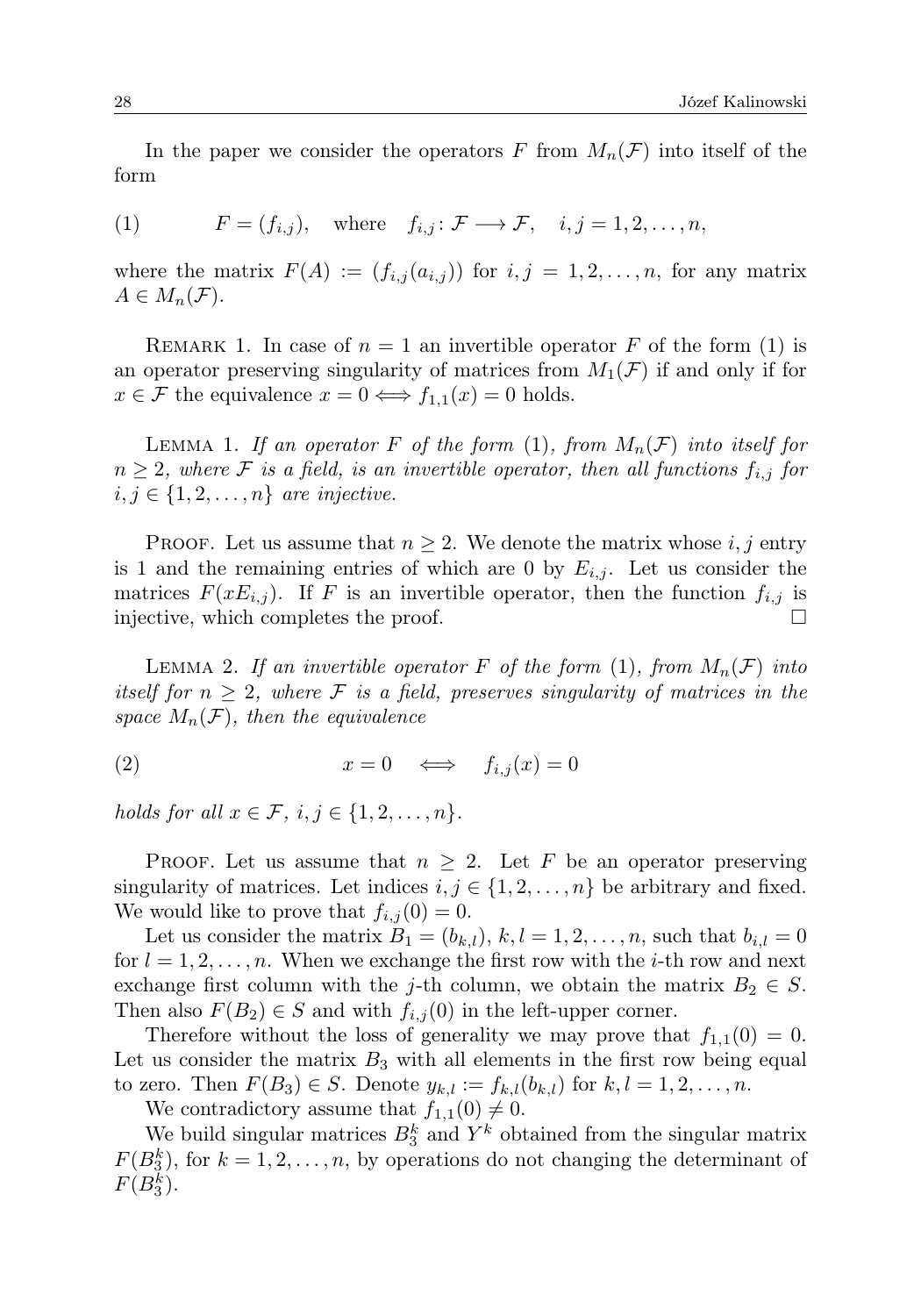In the paper we consider the operators $F$ from $M_n(\mathcal{F})$ into itself of the form

$$F = (f_{i,j}), \quad \text{where} \quad f_{i,j}\colon \mathcal{F} \longrightarrow \mathcal{F}, \quad i,j = 1,2,\dots,n, \tag{1}$$

where the matrix $F(A) := (f_{i,j}(a_{i,j}))$ for $i,j = 1,2,\dots,n$, for any matrix $A \in M_n(\mathcal{F})$.

Remark 1. In case of $n = 1$ an invertible operator $F$ of the form (1) is an operator preserving singularity of matrices from $M_1(\mathcal{F})$ if and only if for $x \in \mathcal{F}$ the equivalence $x = 0 \iff f_{1,1}(x) = 0$ holds.

Lemma 1. *If an operator $F$ of the form (1), from $M_n(\mathcal{F})$ into itself for $n \geq 2$, where $\mathcal{F}$ is a field, is an invertible operator, then all functions $f_{i,j}$ for $i,j \in \{1,2,\dots,n\}$ are injective.*

Proof. Let us assume that $n \geq 2$. We denote the matrix whose $i,j$ entry is 1 and the remaining entries of which are 0 by $E_{i,j}$. Let us consider the matrices $F(xE_{i,j})$. If $F$ is an invertible operator, then the function $f_{i,j}$ is injective, which completes the proof. □

Lemma 2. *If an invertible operator $F$ of the form (1), from $M_n(\mathcal{F})$ into itself for $n \geq 2$, where $\mathcal{F}$ is a field, preserves singularity of matrices in the space $M_n(\mathcal{F})$, then the equivalence*

$$x = 0 \quad \iff \quad f_{i,j}(x) = 0 \tag{2}$$

*holds for all $x \in \mathcal{F}$, $i,j \in \{1,2,\dots,n\}$.*

Proof. Let us assume that $n \geq 2$. Let $F$ be an operator preserving singularity of matrices. Let indices $i,j \in \{1,2,\dots,n\}$ be arbitrary and fixed. We would like to prove that $f_{i,j}(0) = 0$.

Let us consider the matrix $B_1 = (b_{k,l})$, $k,l = 1,2,\dots,n$, such that $b_{i,l} = 0$ for $l = 1,2,\dots,n$. When we exchange the first row with the $i$-th row and next exchange first column with the $j$-th column, we obtain the matrix $B_2 \in S$. Then also $F(B_2) \in S$ and with $f_{i,j}(0)$ in the left-upper corner.

Therefore without the loss of generality we may prove that $f_{1,1}(0) = 0$. Let us consider the matrix $B_3$ with all elements in the first row being equal to zero. Then $F(B_3) \in S$. Denote $y_{k,l} := f_{k,l}(b_{k,l})$ for $k,l = 1,2,\dots,n$.

We contradictory assume that $f_{1,1}(0) \neq 0$.

We build singular matrices $B_3^k$ and $Y^k$ obtained from the singular matrix $F(B_3^k)$, for $k = 1,2,\dots,n$, by operations do not changing the determinant of $F(B_3^k)$.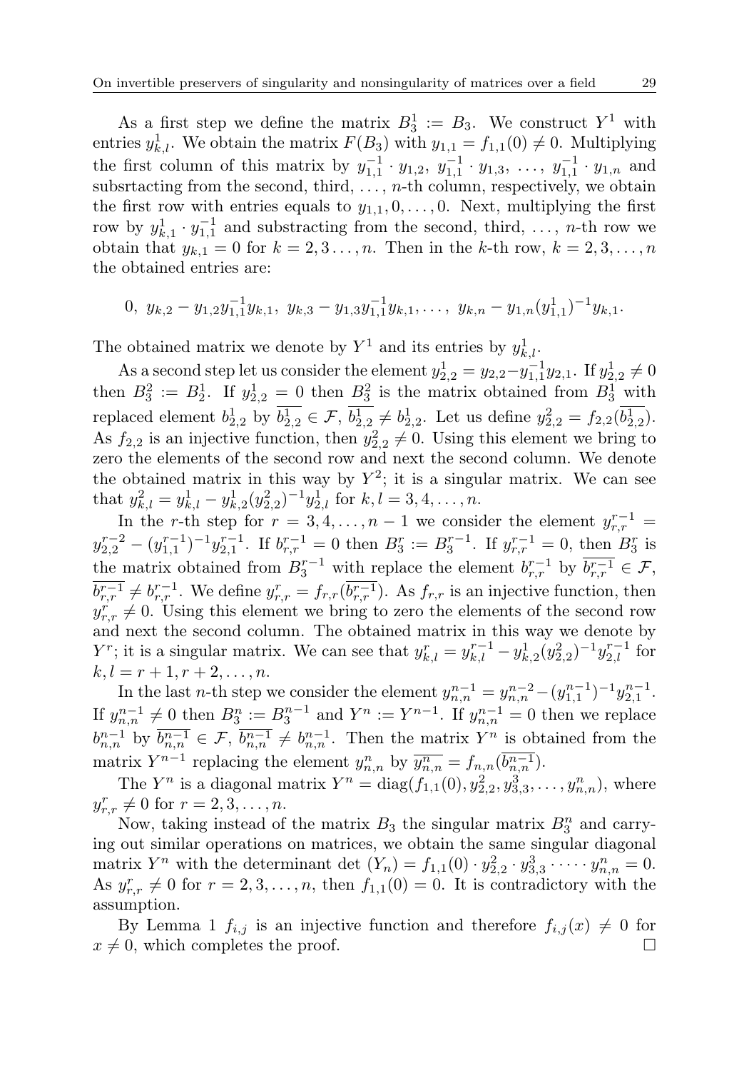As a first step we define the matrix $B_3^1 := B_3$. We construct $Y^1$ with entries $y_{k,l}^1$. We obtain the matrix $F(B_3)$ with $y_{1,1} = f_{1,1}(0) \neq 0$. Multiplying the first column of this matrix by $y_{1,1}^{-1} \cdot y_{1,2}$, $y_{1,1}^{-1} \cdot y_{1,3}$, …, $y_{1,1}^{-1} \cdot y_{1,n}$ and subsrtacting from the second, third, …, $n$-th column, respectively, we obtain the first row with entries equals to $y_{1,1}, 0, \ldots, 0$. Next, multiplying the first row by $y_{k,1}^1 \cdot y_{1,1}^{-1}$ and substracting from the second, third, …, $n$-th row we obtain that $y_{k,1} = 0$ for $k = 2, 3 \ldots, n$. Then in the $k$-th row, $k = 2, 3, \ldots, n$ the obtained entries are:

$$0,\ y_{k,2} - y_{1,2}y_{1,1}^{-1}y_{k,1},\ y_{k,3} - y_{1,3}y_{1,1}^{-1}y_{k,1}, \ldots,\ y_{k,n} - y_{1,n}(y_{1,1}^1)^{-1}y_{k,1}.$$

The obtained matrix we denote by $Y^1$ and its entries by $y_{k,l}^1$.

As a second step let us consider the element $y_{2,2}^1 = y_{2,2} - y_{1,1}^{-1}y_{2,1}$. If $y_{2,2}^1 \neq 0$ then $B_3^2 := B_2^1$. If $y_{2,2}^1 = 0$ then $B_3^2$ is the matrix obtained from $B_3^1$ with replaced element $b_{2,2}^1$ by $\overline{b_{2,2}^1} \in \mathcal{F}$, $\overline{b_{2,2}^1} \neq b_{2,2}^1$. Let us define $y_{2,2}^2 = f_{2,2}(\overline{b_{2,2}^1})$. As $f_{2,2}$ is an injective function, then $y_{2,2}^2 \neq 0$. Using this element we bring to zero the elements of the second row and next the second column. We denote the obtained matrix in this way by $Y^2$; it is a singular matrix. We can see that $y_{k,l}^2 = y_{k,l}^1 - y_{k,2}^1(y_{2,2}^2)^{-1}y_{2,l}^1$ for $k, l = 3, 4, \ldots, n$.

In the $r$-th step for $r = 3, 4, \ldots, n-1$ we consider the element $y_{r,r}^{r-1} = y_{2,2}^{r-2} - (y_{1,1}^{r-1})^{-1}y_{2,1}^{r-1}$. If $b_{r,r}^{r-1} = 0$ then $B_3^r := B_3^{r-1}$. If $y_{r,r}^{r-1} = 0$, then $B_3^r$ is the matrix obtained from $B_3^{r-1}$ with replace the element $b_{r,r}^{r-1}$ by $\overline{b_{r,r}^{r-1}} \in \mathcal{F}$, $\overline{b_{r,r}^{r-1}} \neq b_{r,r}^{r-1}$. We define $y_{r,r}^r = f_{r,r}(\overline{b_{r,r}^{r-1}})$. As $f_{r,r}$ is an injective function, then $y_{r,r}^r \neq 0$. Using this element we bring to zero the elements of the second row and next the second column. The obtained matrix in this way we denote by $Y^r$; it is a singular matrix. We can see that $y_{k,l}^r = y_{k,l}^{r-1} - y_{k,2}^1(y_{2,2}^2)^{-1}y_{2,l}^{r-1}$ for $k, l = r+1, r+2, \ldots, n$.

In the last $n$-th step we consider the element $y_{n,n}^{n-1} = y_{n,n}^{n-2} - (y_{1,1}^{n-1})^{-1}y_{2,1}^{n-1}$. If $y_{n,n}^{n-1} \neq 0$ then $B_3^n := B_3^{n-1}$ and $Y^n := Y^{n-1}$. If $y_{n,n}^{n-1} = 0$ then we replace $b_{n,n}^{n-1}$ by $\overline{b_{n,n}^{n-1}} \in \mathcal{F}$, $\overline{b_{n,n}^{n-1}} \neq b_{n,n}^{n-1}$. Then the matrix $Y^n$ is obtained from the matrix $Y^{n-1}$ replacing the element $y_{n,n}^n$ by $\overline{y_{n,n}^n} = f_{n,n}(\overline{b_{n,n}^{n-1}})$.

The $Y^n$ is a diagonal matrix $Y^n = \operatorname{diag}(f_{1,1}(0), y_{2,2}^2, y_{3,3}^3, \ldots, y_{n,n}^n)$, where $y_{r,r}^r \neq 0$ for $r = 2, 3, \ldots, n$.

Now, taking instead of the matrix $B_3$ the singular matrix $B_3^n$ and carrying out similar operations on matrices, we obtain the same singular diagonal matrix $Y^n$ with the determinant $\det\,(Y_n) = f_{1,1}(0) \cdot y_{2,2}^2 \cdot y_{3,3}^3 \cdot \cdots \cdot y_{n,n}^n = 0$. As $y_{r,r}^r \neq 0$ for $r = 2, 3, \ldots, n$, then $f_{1,1}(0) = 0$. It is contradictory with the assumption.

By Lemma 1 $f_{i,j}$ is an injective function and therefore $f_{i,j}(x) \neq 0$ for $x \neq 0$, which completes the proof. $\square$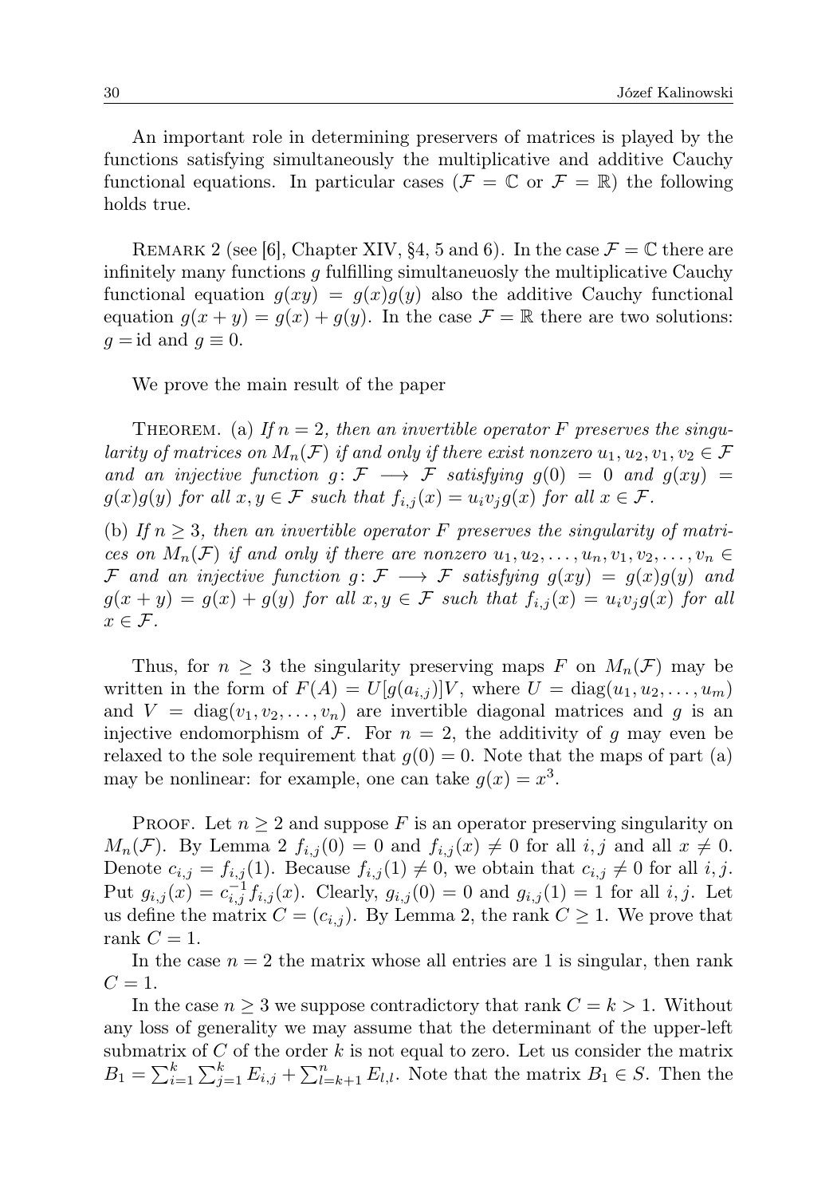An important role in determining preservers of matrices is played by the functions satisfying simultaneously the multiplicative and additive Cauchy functional equations. In particular cases ($\mathcal{F} = \mathbb{C}$ or $\mathcal{F} = \mathbb{R}$) the following holds true.

Remark 2 (see [6], Chapter XIV, §4, 5 and 6). In the case $\mathcal{F} = \mathbb{C}$ there are infinitely many functions $g$ fulfilling simultaneuosly the multiplicative Cauchy functional equation $g(xy) = g(x)g(y)$ also the additive Cauchy functional equation $g(x + y) = g(x) + g(y)$. In the case $\mathcal{F} = \mathbb{R}$ there are two solutions: $g = \mathrm{id}$ and $g \equiv 0$.

We prove the main result of the paper

Theorem. (a) *If $n = 2$, then an invertible operator $F$ preserves the singularity of matrices on $M_n(\mathcal{F})$ if and only if there exist nonzero $u_1, u_2, v_1, v_2 \in \mathcal{F}$ and an injective function $g\colon \mathcal{F} \longrightarrow \mathcal{F}$ satisfying $g(0) = 0$ and $g(xy) = g(x)g(y)$ for all $x, y \in \mathcal{F}$ such that $f_{i,j}(x) = u_i v_j g(x)$ for all $x \in \mathcal{F}$.*

(b) *If $n \geq 3$, then an invertible operator $F$ preserves the singularity of matrices on $M_n(\mathcal{F})$ if and only if there are nonzero $u_1, u_2, \ldots, u_n, v_1, v_2, \ldots, v_n \in \mathcal{F}$ and an injective function $g\colon \mathcal{F} \longrightarrow \mathcal{F}$ satisfying $g(xy) = g(x)g(y)$ and $g(x + y) = g(x) + g(y)$ for all $x, y \in \mathcal{F}$ such that $f_{i,j}(x) = u_i v_j g(x)$ for all $x \in \mathcal{F}$.*

Thus, for $n \geq 3$ the singularity preserving maps $F$ on $M_n(\mathcal{F})$ may be written in the form of $F(A) = U[g(a_{i,j})]V$, where $U = \mathrm{diag}(u_1, u_2, \ldots, u_m)$ and $V = \mathrm{diag}(v_1, v_2, \ldots, v_n)$ are invertible diagonal matrices and $g$ is an injective endomorphism of $\mathcal{F}$. For $n = 2$, the additivity of $g$ may even be relaxed to the sole requirement that $g(0) = 0$. Note that the maps of part (a) may be nonlinear: for example, one can take $g(x) = x^3$.

Proof. Let $n \geq 2$ and suppose $F$ is an operator preserving singularity on $M_n(\mathcal{F})$. By Lemma 2 $f_{i,j}(0) = 0$ and $f_{i,j}(x) \neq 0$ for all $i, j$ and all $x \neq 0$. Denote $c_{i,j} = f_{i,j}(1)$. Because $f_{i,j}(1) \neq 0$, we obtain that $c_{i,j} \neq 0$ for all $i, j$. Put $g_{i,j}(x) = c_{i,j}^{-1} f_{i,j}(x)$. Clearly, $g_{i,j}(0) = 0$ and $g_{i,j}(1) = 1$ for all $i, j$. Let us define the matrix $C = (c_{i,j})$. By Lemma 2, the rank $C \geq 1$. We prove that rank $C = 1$.

In the case $n = 2$ the matrix whose all entries are 1 is singular, then rank $C = 1$.

In the case $n \geq 3$ we suppose contradictory that rank $C = k > 1$. Without any loss of generality we may assume that the determinant of the upper-left submatrix of $C$ of the order $k$ is not equal to zero. Let us consider the matrix $B_1 = \sum_{i=1}^{k} \sum_{j=1}^{k} E_{i,j} + \sum_{l=k+1}^{n} E_{l,l}$. Note that the matrix $B_1 \in S$. Then the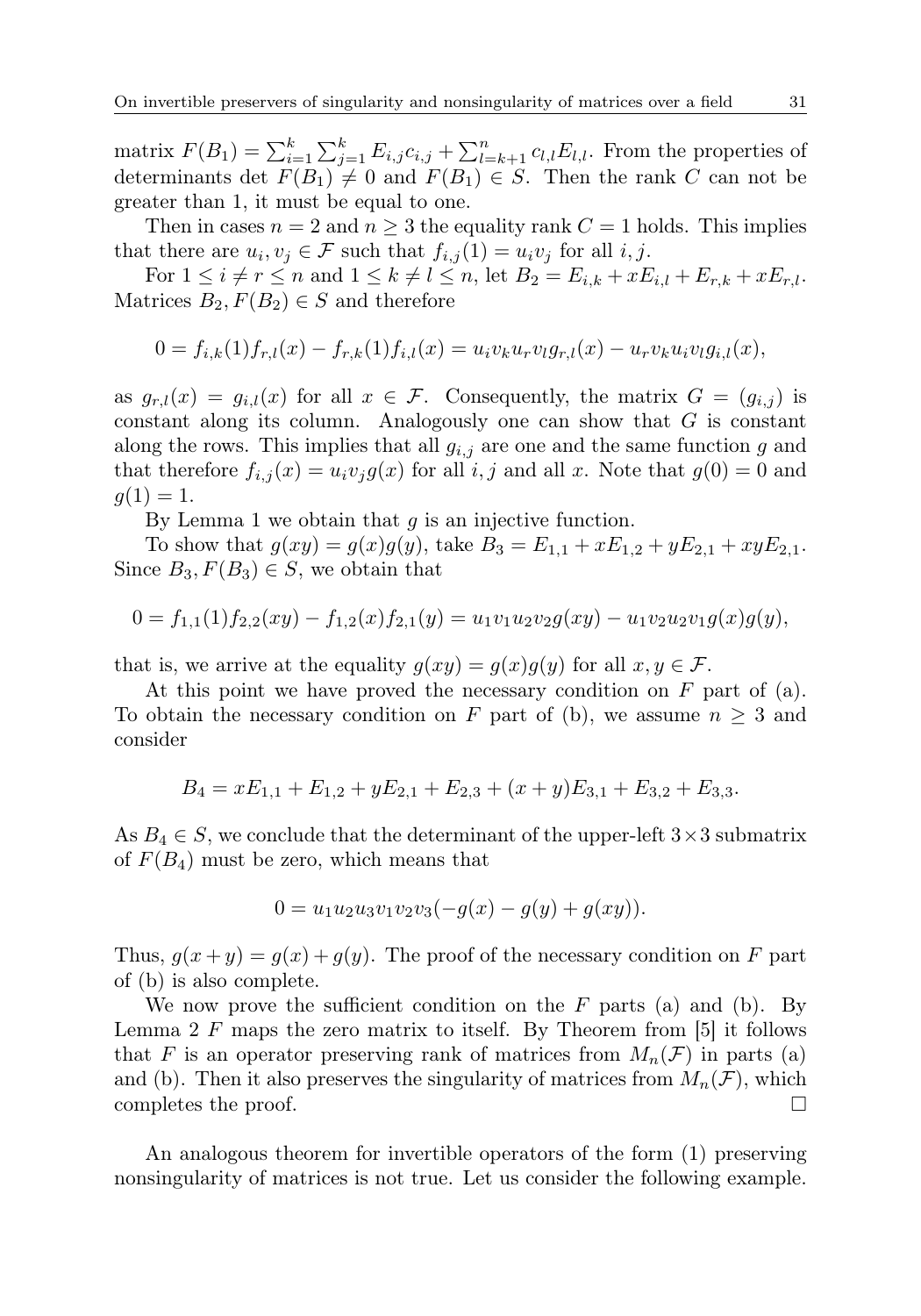matrix $F(B_1) = \sum_{i=1}^{k} \sum_{j=1}^{k} E_{i,j} c_{i,j} + \sum_{l=k+1}^{n} c_{l,l} E_{l,l}$. From the properties of determinants $\det F(B_1) \neq 0$ and $F(B_1) \in S$. Then the rank $C$ can not be greater than 1, it must be equal to one.

Then in cases $n = 2$ and $n \geq 3$ the equality $\operatorname{rank} C = 1$ holds. This implies that there are $u_i, v_j \in \mathcal{F}$ such that $f_{i,j}(1) = u_i v_j$ for all $i, j$.

For $1 \leq i \neq r \leq n$ and $1 \leq k \neq l \leq n$, let $B_2 = E_{i,k} + x E_{i,l} + E_{r,k} + x E_{r,l}$. Matrices $B_2, F(B_2) \in S$ and therefore

$$0 = f_{i,k}(1) f_{r,l}(x) - f_{r,k}(1) f_{i,l}(x) = u_i v_k u_r v_l g_{r,l}(x) - u_r v_k u_i v_l g_{i,l}(x),$$

as $g_{r,l}(x) = g_{i,l}(x)$ for all $x \in \mathcal{F}$. Consequently, the matrix $G = (g_{i,j})$ is constant along its column. Analogously one can show that $G$ is constant along the rows. This implies that all $g_{i,j}$ are one and the same function $g$ and that therefore $f_{i,j}(x) = u_i v_j g(x)$ for all $i, j$ and all $x$. Note that $g(0) = 0$ and $g(1) = 1$.

By Lemma 1 we obtain that $g$ is an injective function.

To show that $g(xy) = g(x)g(y)$, take $B_3 = E_{1,1} + x E_{1,2} + y E_{2,1} + xy E_{2,1}$. Since $B_3, F(B_3) \in S$, we obtain that

$$0 = f_{1,1}(1) f_{2,2}(xy) - f_{1,2}(x) f_{2,1}(y) = u_1 v_1 u_2 v_2 g(xy) - u_1 v_2 u_2 v_1 g(x) g(y),$$

that is, we arrive at the equality $g(xy) = g(x)g(y)$ for all $x, y \in \mathcal{F}$.

At this point we have proved the necessary condition on $F$ part of (a). To obtain the necessary condition on $F$ part of (b), we assume $n \geq 3$ and consider

$$B_4 = x E_{1,1} + E_{1,2} + y E_{2,1} + E_{2,3} + (x + y) E_{3,1} + E_{3,2} + E_{3,3}.$$

As $B_4 \in S$, we conclude that the determinant of the upper-left $3 \times 3$ submatrix of $F(B_4)$ must be zero, which means that

$$0 = u_1 u_2 u_3 v_1 v_2 v_3 (-g(x) - g(y) + g(xy)).$$

Thus, $g(x + y) = g(x) + g(y)$. The proof of the necessary condition on $F$ part of (b) is also complete.

We now prove the sufficient condition on the $F$ parts (a) and (b). By Lemma 2 $F$ maps the zero matrix to itself. By Theorem from [5] it follows that $F$ is an operator preserving rank of matrices from $M_n(\mathcal{F})$ in parts (a) and (b). Then it also preserves the singularity of matrices from $M_n(\mathcal{F})$, which completes the proof. $\square$

An analogous theorem for invertible operators of the form (1) preserving nonsingularity of matrices is not true. Let us consider the following example.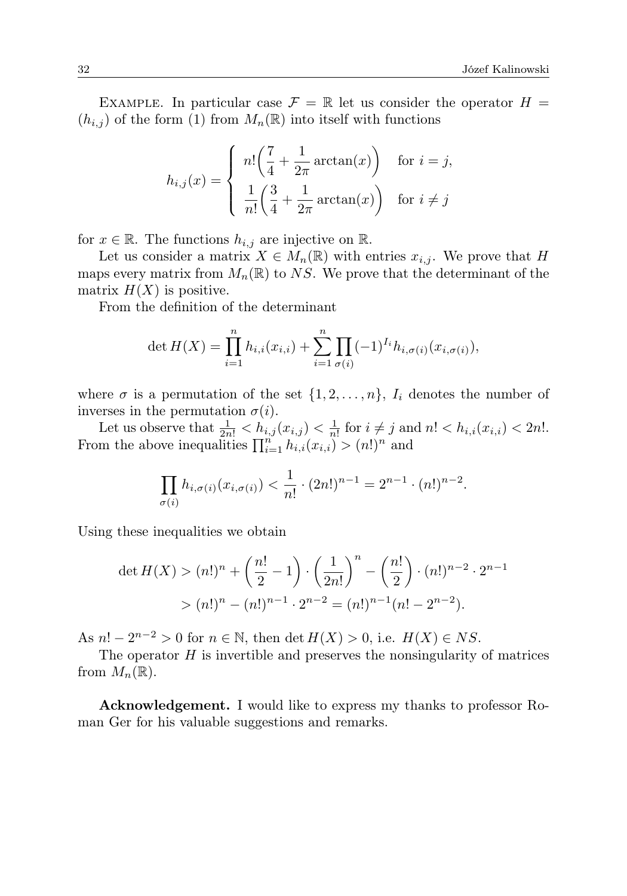Example. In particular case $\mathcal{F} = \mathbb{R}$ let us consider the operator $H = (h_{i,j})$ of the form (1) from $M_n(\mathbb{R})$ into itself with functions

$$h_{i,j}(x) = \begin{cases} n!\left(\dfrac{7}{4} + \dfrac{1}{2\pi}\arctan(x)\right) & \text{for } i = j, \\ \dfrac{1}{n!}\left(\dfrac{3}{4} + \dfrac{1}{2\pi}\arctan(x)\right) & \text{for } i \neq j \end{cases}$$

for $x \in \mathbb{R}$. The functions $h_{i,j}$ are injective on $\mathbb{R}$.

Let us consider a matrix $X \in M_n(\mathbb{R})$ with entries $x_{i,j}$. We prove that $H$ maps every matrix from $M_n(\mathbb{R})$ to $NS$. We prove that the determinant of the matrix $H(X)$ is positive.

From the definition of the determinant

$$\det H(X) = \prod_{i=1}^{n} h_{i,i}(x_{i,i}) + \sum_{i=1}^{n} \prod_{\sigma(i)} (-1)^{I_i} h_{i,\sigma(i)}(x_{i,\sigma(i)}),$$

where $\sigma$ is a permutation of the set $\{1, 2, \ldots, n\}$, $I_i$ denotes the number of inverses in the permutation $\sigma(i)$.

Let us observe that $\frac{1}{2n!} < h_{i,j}(x_{i,j}) < \frac{1}{n!}$ for $i \neq j$ and $n! < h_{i,i}(x_{i,i}) < 2n!$. From the above inequalities $\prod_{i=1}^{n} h_{i,i}(x_{i,i}) > (n!)^n$ and

$$\prod_{\sigma(i)} h_{i,\sigma(i)}(x_{i,\sigma(i)}) < \frac{1}{n!} \cdot (2n!)^{n-1} = 2^{n-1} \cdot (n!)^{n-2}.$$

Using these inequalities we obtain

$$\begin{aligned} \det H(X) &> (n!)^n + \left(\frac{n!}{2} - 1\right) \cdot \left(\frac{1}{2n!}\right)^n - \left(\frac{n!}{2}\right) \cdot (n!)^{n-2} \cdot 2^{n-1} \\ &> (n!)^n - (n!)^{n-1} \cdot 2^{n-2} = (n!)^{n-1}(n! - 2^{n-2}). \end{aligned}$$

As $n! - 2^{n-2} > 0$ for $n \in \mathbb{N}$, then $\det H(X) > 0$, i.e. $H(X) \in NS$.

The operator $H$ is invertible and preserves the nonsingularity of matrices from $M_n(\mathbb{R})$.

**Acknowledgement.** I would like to express my thanks to professor Roman Ger for his valuable suggestions and remarks.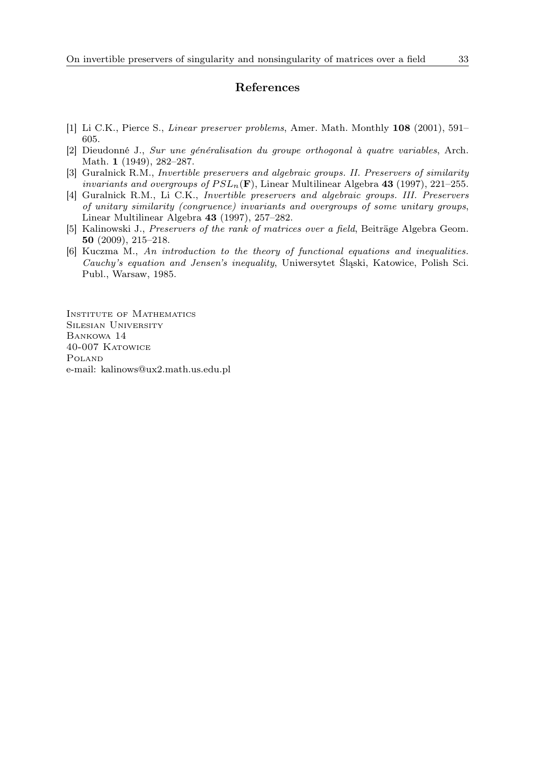## References

[1] Li C.K., Pierce S., *Linear preserver problems*, Amer. Math. Monthly **108** (2001), 591–605.

[2] Dieudonné J., *Sur une généralisation du groupe orthogonal à quatre variables*, Arch. Math. **1** (1949), 282–287.

[3] Guralnick R.M., *Invertible preservers and algebraic groups. II. Preservers of similarity invariants and overgroups of $PSL_n(\mathbf{F})$*, Linear Multilinear Algebra **43** (1997), 221–255.

[4] Guralnick R.M., Li C.K., *Invertible preservers and algebraic groups. III. Preservers of unitary similarity (congruence) invariants and overgroups of some unitary groups*, Linear Multilinear Algebra **43** (1997), 257–282.

[5] Kalinowski J., *Preservers of the rank of matrices over a field*, Beiträge Algebra Geom. **50** (2009), 215–218.

[6] Kuczma M., *An introduction to the theory of functional equations and inequalities. Cauchy's equation and Jensen's inequality*, Uniwersytet Śląski, Katowice, Polish Sci. Publ., Warsaw, 1985.

Institute of Mathematics
Silesian University
Bankowa 14
40-007 Katowice
Poland
e-mail: kalinows@ux2.math.us.edu.pl